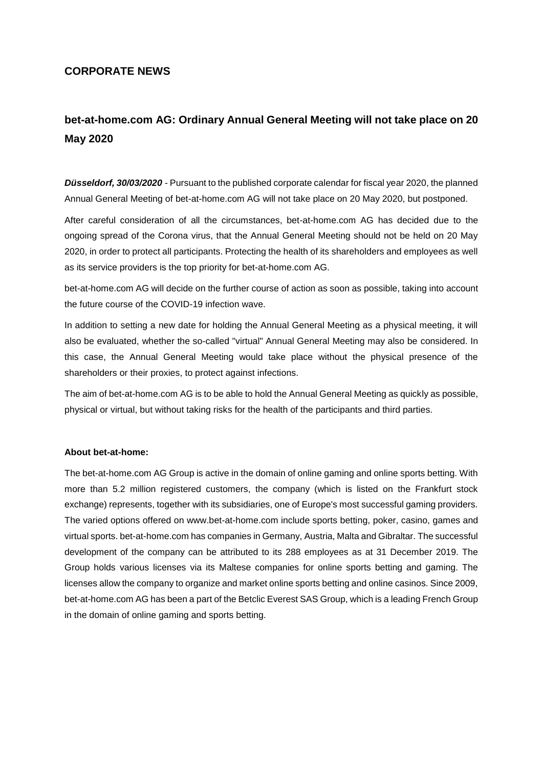## CORPORATE NEWS

# bet-at-home.com AG: Ordinary Annual General Meeting will not take place on 20 May 2020

***Düsseldorf, 30/03/2020*** - Pursuant to the published corporate calendar for fiscal year 2020, the planned Annual General Meeting of bet-at-home.com AG will not take place on 20 May 2020, but postponed.

After careful consideration of all the circumstances, bet-at-home.com AG has decided due to the ongoing spread of the Corona virus, that the Annual General Meeting should not be held on 20 May 2020, in order to protect all participants. Protecting the health of its shareholders and employees as well as its service providers is the top priority for bet-at-home.com AG.

bet-at-home.com AG will decide on the further course of action as soon as possible, taking into account the future course of the COVID-19 infection wave.

In addition to setting a new date for holding the Annual General Meeting as a physical meeting, it will also be evaluated, whether the so-called "virtual" Annual General Meeting may also be considered. In this case, the Annual General Meeting would take place without the physical presence of the shareholders or their proxies, to protect against infections.

The aim of bet-at-home.com AG is to be able to hold the Annual General Meeting as quickly as possible, physical or virtual, but without taking risks for the health of the participants and third parties.

**About bet-at-home:**

The bet-at-home.com AG Group is active in the domain of online gaming and online sports betting. With more than 5.2 million registered customers, the company (which is listed on the Frankfurt stock exchange) represents, together with its subsidiaries, one of Europe's most successful gaming providers. The varied options offered on www.bet-at-home.com include sports betting, poker, casino, games and virtual sports. bet-at-home.com has companies in Germany, Austria, Malta and Gibraltar. The successful development of the company can be attributed to its 288 employees as at 31 December 2019. The Group holds various licenses via its Maltese companies for online sports betting and gaming. The licenses allow the company to organize and market online sports betting and online casinos. Since 2009, bet-at-home.com AG has been a part of the Betclic Everest SAS Group, which is a leading French Group in the domain of online gaming and sports betting.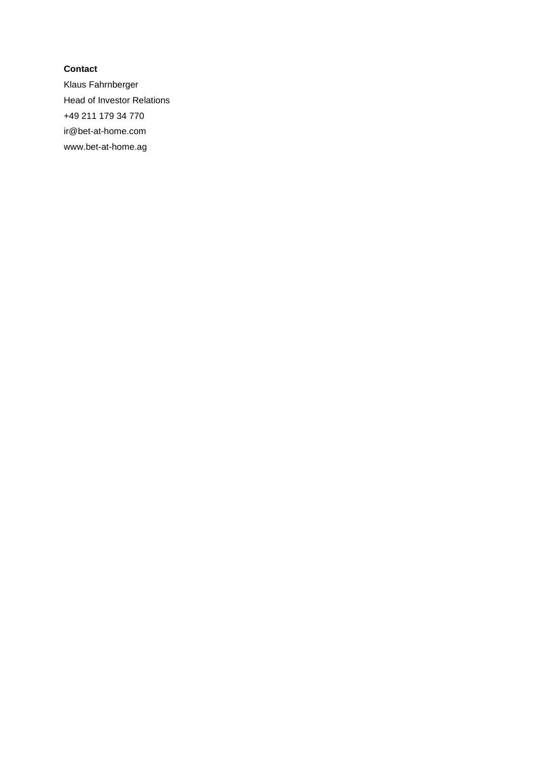**Contact**

Klaus Fahrnberger
Head of Investor Relations
+49 211 179 34 770
ir@bet-at-home.com
www.bet-at-home.ag